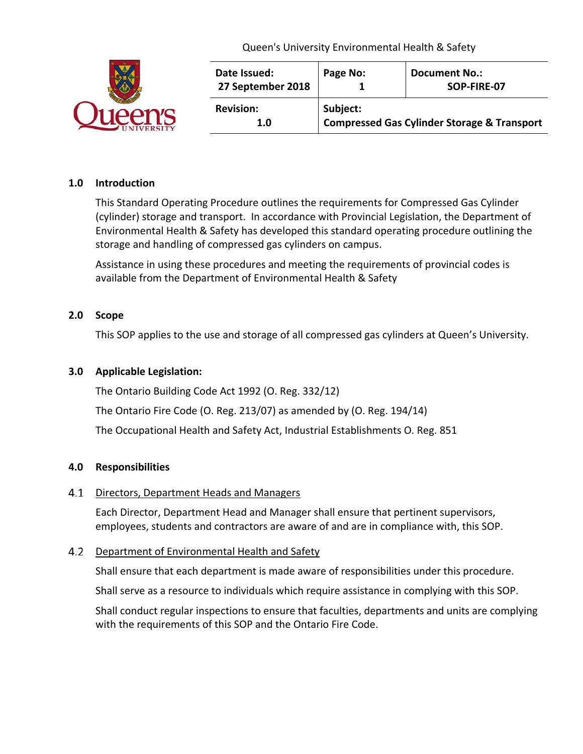Queen's University Environmental Health & Safety

| Date Issued: 27 September 2018 | Page No: 1 | Document No.: SOP-FIRE-07 |
|---|---|---|
| **Revision:** 1.0 | **Subject:** Compressed Gas Cylinder Storage & Transport | |

## 1.0 Introduction

This Standard Operating Procedure outlines the requirements for Compressed Gas Cylinder (cylinder) storage and transport. In accordance with Provincial Legislation, the Department of Environmental Health & Safety has developed this standard operating procedure outlining the storage and handling of compressed gas cylinders on campus.

Assistance in using these procedures and meeting the requirements of provincial codes is available from the Department of Environmental Health & Safety

## 2.0 Scope

This SOP applies to the use and storage of all compressed gas cylinders at Queen's University.

## 3.0 Applicable Legislation:

The Ontario Building Code Act 1992 (O. Reg. 332/12)

The Ontario Fire Code (O. Reg. 213/07) as amended by (O. Reg. 194/14)

The Occupational Health and Safety Act, Industrial Establishments O. Reg. 851

## 4.0 Responsibilities

### 4.1 Directors, Department Heads and Managers

Each Director, Department Head and Manager shall ensure that pertinent supervisors, employees, students and contractors are aware of and are in compliance with, this SOP.

### 4.2 Department of Environmental Health and Safety

Shall ensure that each department is made aware of responsibilities under this procedure.

Shall serve as a resource to individuals which require assistance in complying with this SOP.

Shall conduct regular inspections to ensure that faculties, departments and units are complying with the requirements of this SOP and the Ontario Fire Code.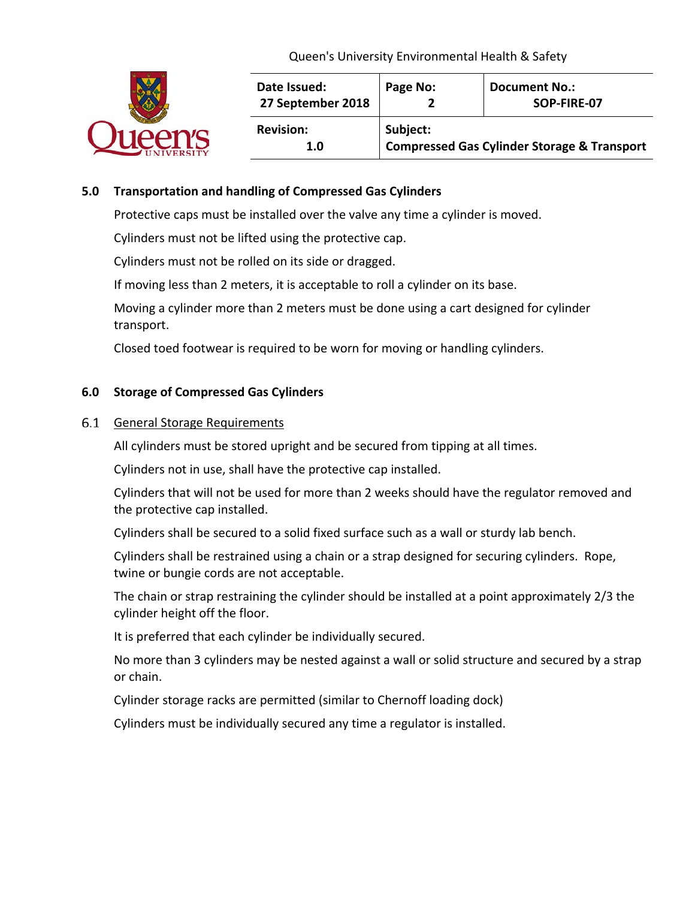## 5.0 Transportation and handling of Compressed Gas Cylinders

Protective caps must be installed over the valve any time a cylinder is moved.

Cylinders must not be lifted using the protective cap.

Cylinders must not be rolled on its side or dragged.

If moving less than 2 meters, it is acceptable to roll a cylinder on its base.

Moving a cylinder more than 2 meters must be done using a cart designed for cylinder transport.

Closed toed footwear is required to be worn for moving or handling cylinders.

## 6.0 Storage of Compressed Gas Cylinders

### 6.1 General Storage Requirements

All cylinders must be stored upright and be secured from tipping at all times.

Cylinders not in use, shall have the protective cap installed.

Cylinders that will not be used for more than 2 weeks should have the regulator removed and the protective cap installed.

Cylinders shall be secured to a solid fixed surface such as a wall or sturdy lab bench.

Cylinders shall be restrained using a chain or a strap designed for securing cylinders. Rope, twine or bungie cords are not acceptable.

The chain or strap restraining the cylinder should be installed at a point approximately 2/3 the cylinder height off the floor.

It is preferred that each cylinder be individually secured.

No more than 3 cylinders may be nested against a wall or solid structure and secured by a strap or chain.

Cylinder storage racks are permitted (similar to Chernoff loading dock)

Cylinders must be individually secured any time a regulator is installed.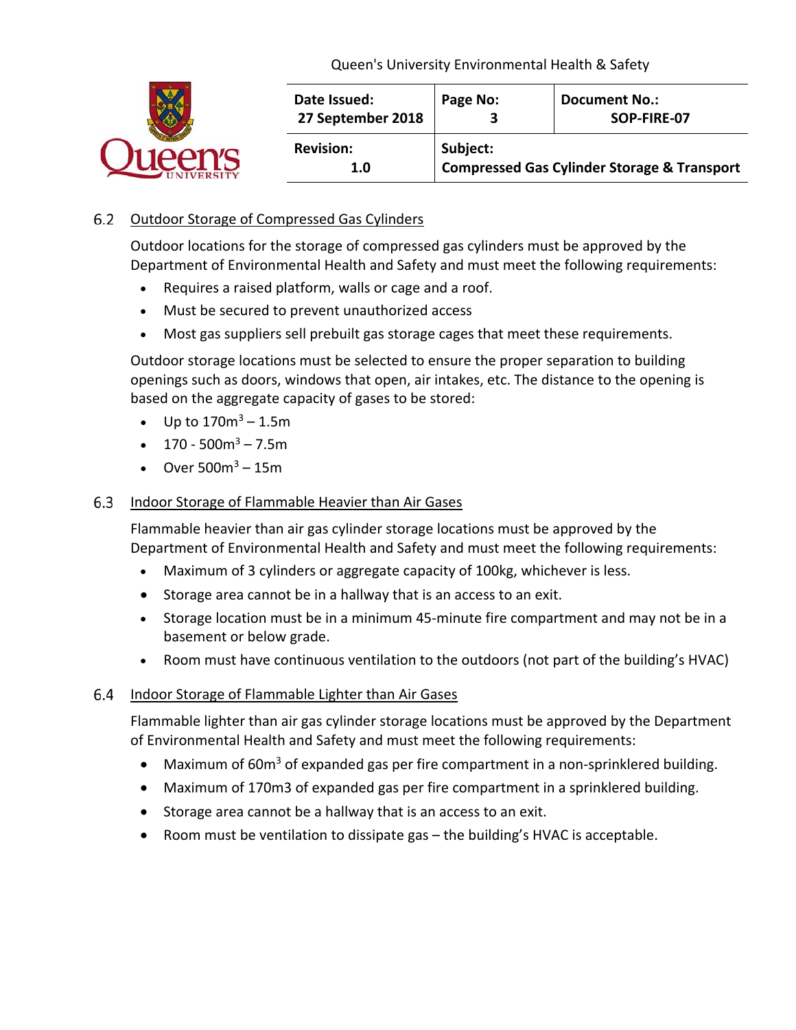### 6.2 Outdoor Storage of Compressed Gas Cylinders

Outdoor locations for the storage of compressed gas cylinders must be approved by the Department of Environmental Health and Safety and must meet the following requirements:

- Requires a raised platform, walls or cage and a roof.
- Must be secured to prevent unauthorized access
- Most gas suppliers sell prebuilt gas storage cages that meet these requirements.

Outdoor storage locations must be selected to ensure the proper separation to building openings such as doors, windows that open, air intakes, etc. The distance to the opening is based on the aggregate capacity of gases to be stored:

- Up to $170m^3$ – 1.5m
- 170 - $500m^3$ – 7.5m
- Over $500m^3$ – 15m

### 6.3 Indoor Storage of Flammable Heavier than Air Gases

Flammable heavier than air gas cylinder storage locations must be approved by the Department of Environmental Health and Safety and must meet the following requirements:

- Maximum of 3 cylinders or aggregate capacity of 100kg, whichever is less.
- Storage area cannot be in a hallway that is an access to an exit.
- Storage location must be in a minimum 45-minute fire compartment and may not be in a basement or below grade.
- Room must have continuous ventilation to the outdoors (not part of the building's HVAC)

### 6.4 Indoor Storage of Flammable Lighter than Air Gases

Flammable lighter than air gas cylinder storage locations must be approved by the Department of Environmental Health and Safety and must meet the following requirements:

- Maximum of $60m^3$ of expanded gas per fire compartment in a non-sprinklered building.
- Maximum of 170m3 of expanded gas per fire compartment in a sprinklered building.
- Storage area cannot be a hallway that is an access to an exit.
- Room must be ventilation to dissipate gas – the building's HVAC is acceptable.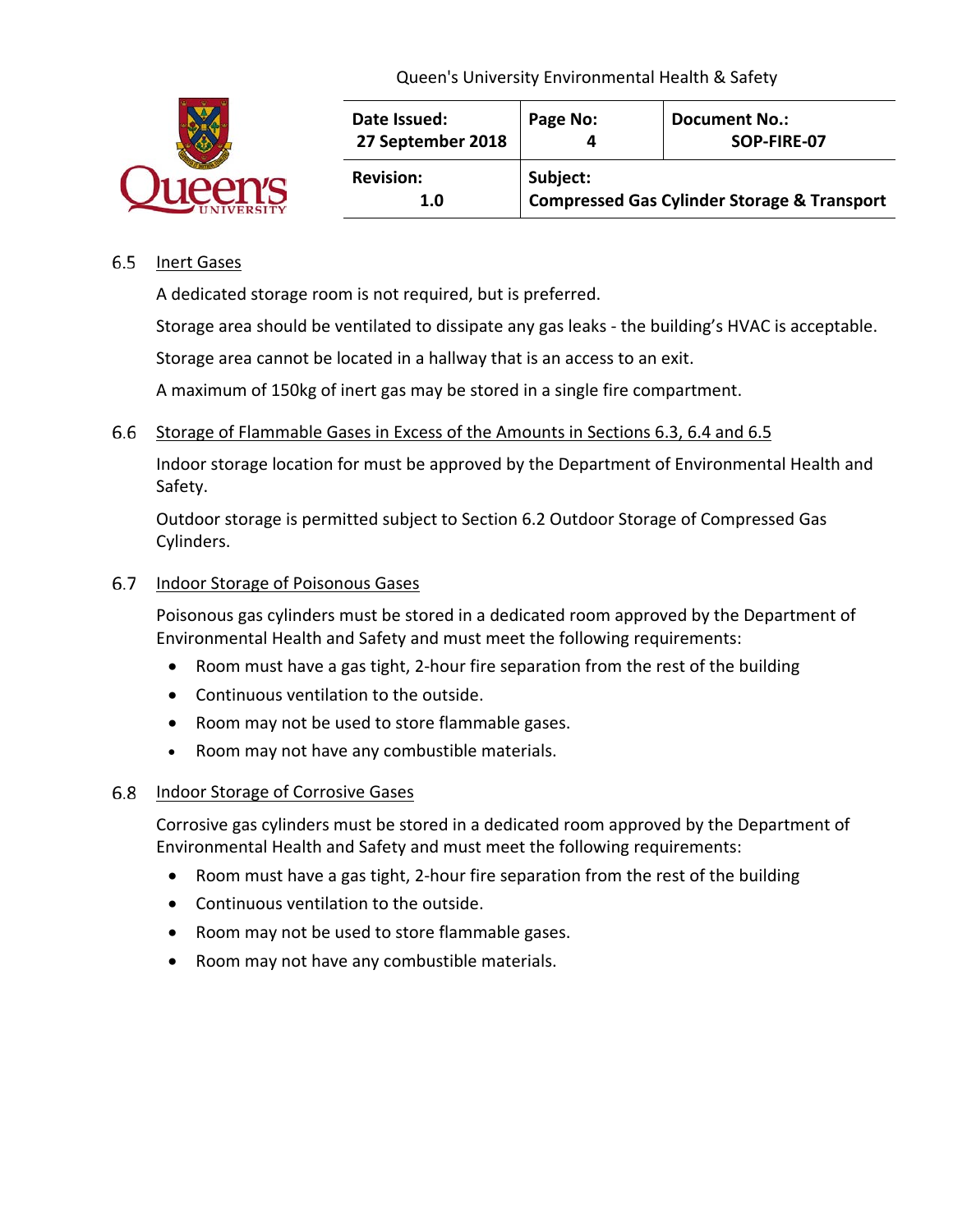### 6.5 Inert Gases

A dedicated storage room is not required, but is preferred.

Storage area should be ventilated to dissipate any gas leaks - the building's HVAC is acceptable.

Storage area cannot be located in a hallway that is an access to an exit.

A maximum of 150kg of inert gas may be stored in a single fire compartment.

### 6.6 Storage of Flammable Gases in Excess of the Amounts in Sections 6.3, 6.4 and 6.5

Indoor storage location for must be approved by the Department of Environmental Health and Safety.

Outdoor storage is permitted subject to Section 6.2 Outdoor Storage of Compressed Gas Cylinders.

### 6.7 Indoor Storage of Poisonous Gases

Poisonous gas cylinders must be stored in a dedicated room approved by the Department of Environmental Health and Safety and must meet the following requirements:

- Room must have a gas tight, 2-hour fire separation from the rest of the building
- Continuous ventilation to the outside.
- Room may not be used to store flammable gases.
- Room may not have any combustible materials.

### 6.8 Indoor Storage of Corrosive Gases

Corrosive gas cylinders must be stored in a dedicated room approved by the Department of Environmental Health and Safety and must meet the following requirements:

- Room must have a gas tight, 2-hour fire separation from the rest of the building
- Continuous ventilation to the outside.
- Room may not be used to store flammable gases.
- Room may not have any combustible materials.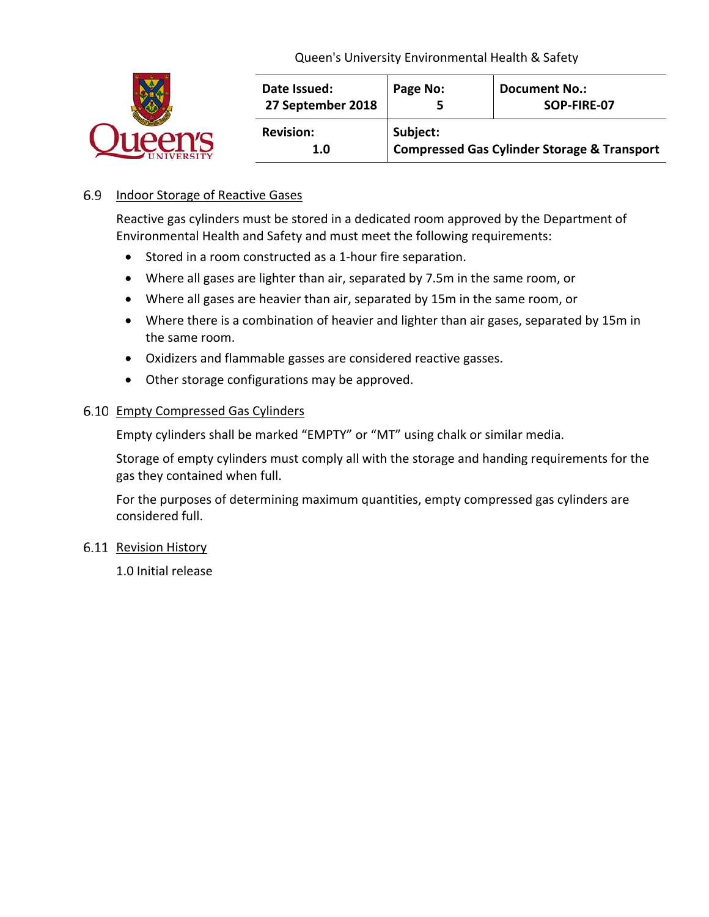## 6.9 Indoor Storage of Reactive Gases

Reactive gas cylinders must be stored in a dedicated room approved by the Department of Environmental Health and Safety and must meet the following requirements:

- Stored in a room constructed as a 1-hour fire separation.
- Where all gases are lighter than air, separated by 7.5m in the same room, or
- Where all gases are heavier than air, separated by 15m in the same room, or
- Where there is a combination of heavier and lighter than air gases, separated by 15m in the same room.
- Oxidizers and flammable gasses are considered reactive gasses.
- Other storage configurations may be approved.

## 6.10 Empty Compressed Gas Cylinders

Empty cylinders shall be marked "EMPTY" or "MT" using chalk or similar media.

Storage of empty cylinders must comply all with the storage and handing requirements for the gas they contained when full.

For the purposes of determining maximum quantities, empty compressed gas cylinders are considered full.

## 6.11 Revision History

1.0 Initial release